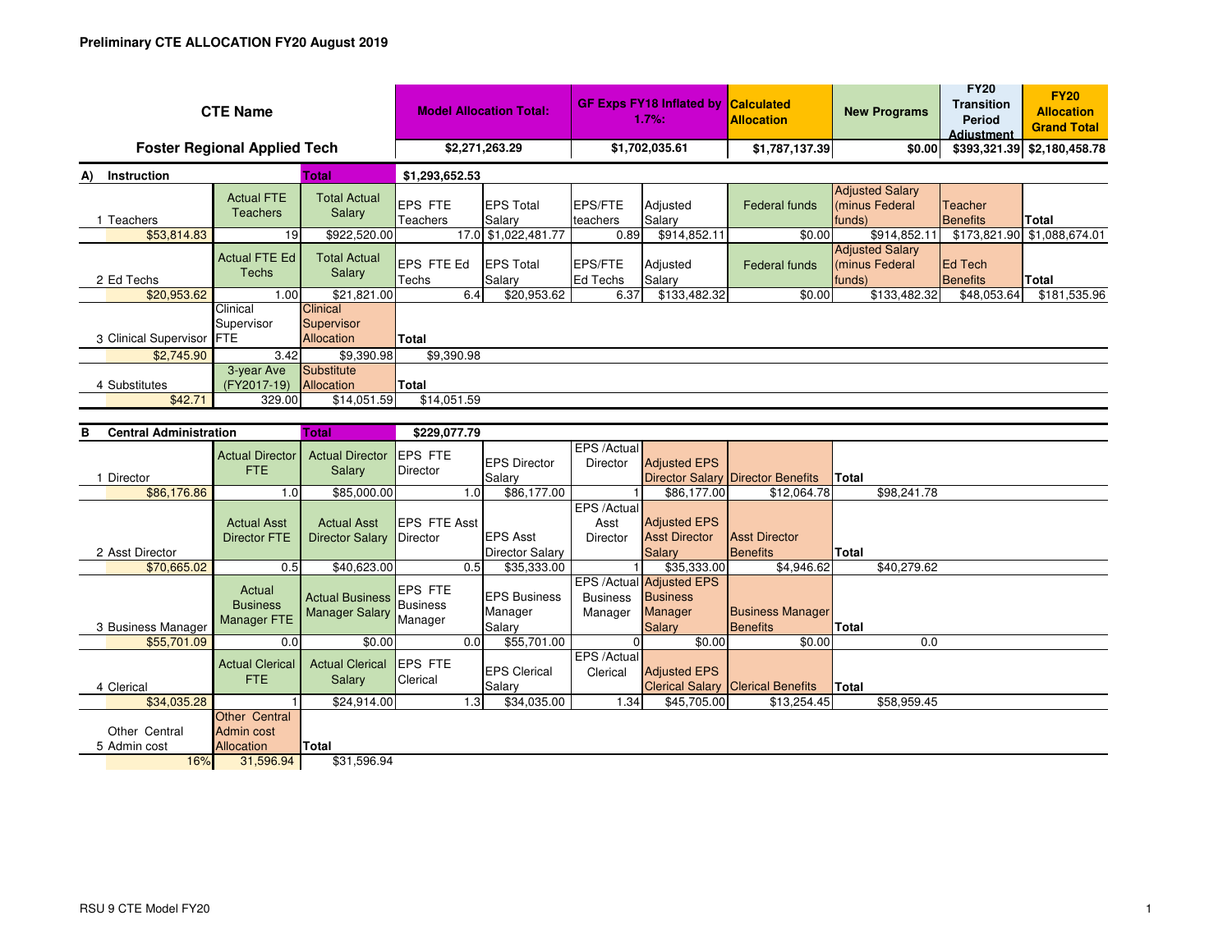**Preliminary CTE ALLOCATION FY20 August 2019**

| CTE Name | Model Allocation Total: | GF Exps FY18 Inflated by 1.7%: | Calculated Allocation | New Programs | FY20 Transition Period Adjustment | FY20 Allocation Grand Total |
|---|---|---|---|---|---|---|
| Foster Regional Applied Tech | $2,271,263.29 | $1,702,035.61 | $1,787,137.39 | $0.00 | $393,321.39 | $2,180,458.78 |

**A) Instruction** — Total: $1,293,652.53

| 1 Teachers | Actual FTE Teachers | Total Actual Salary | EPS FTE Teachers | EPS Total Salary | EPS/FTE teachers | Adjusted Salary | Federal funds | Adjusted Salary (minus Federal funds) | Teacher Benefits | Total |
|---|---|---|---|---|---|---|---|---|---|---|
| $53,814.83 | 19 | $922,520.00 | 17.0 | $1,022,481.77 | 0.89 | $914,852.11 | $0.00 | $914,852.11 | $173,821.90 | $1,088,674.01 |

| 2 Ed Techs | Actual FTE Ed Techs | Total Actual Salary | EPS FTE Ed Techs | EPS Total Salary | EPS/FTE Ed Techs | Adjusted Salary | Federal funds | Adjusted Salary (minus Federal funds) | Ed Tech Benefits | Total |
|---|---|---|---|---|---|---|---|---|---|---|
| $20,953.62 | 1.00 | $21,821.00 | 6.4 | $20,953.62 | 6.37 | $133,482.32 | $0.00 | $133,482.32 | $48,053.64 | $181,535.96 |

| 3 Clinical Supervisor | Clinical Supervisor FTE | Clinical Supervisor Allocation | Total |
|---|---|---|---|
| $2,745.90 | 3.42 | $9,390.98 | $9,390.98 |

| 4 Substitutes | 3-year Ave (FY2017-19) | Substitute Allocation | Total |
|---|---|---|---|
| $42.71 | 329.00 | $14,051.59 | $14,051.59 |

**B Central Administration** — Total: $229,077.79

| 1 Director | Actual Director FTE | Actual Director Salary | EPS FTE Director | EPS Director Salary | EPS /Actual Director | Adjusted EPS Director Salary | Director Benefits | Total |
|---|---|---|---|---|---|---|---|---|
| $86,176.86 | 1.0 | $85,000.00 | 1.0 | $86,177.00 | 1 | $86,177.00 | $12,064.78 | $98,241.78 |

| 2 Asst Director | Actual Asst Director FTE | Actual Asst Director Salary | EPS FTE Asst Director | EPS Asst Director Salary | EPS /Actual Asst Director | Adjusted EPS Asst Director Salary | Asst Director Benefits | Total |
|---|---|---|---|---|---|---|---|---|
| $70,665.02 | 0.5 | $40,623.00 | 0.5 | $35,333.00 | 1 | $35,333.00 | $4,946.62 | $40,279.62 |

| 3 Business Manager | Actual Business Manager FTE | Actual Business Manager Salary | EPS FTE Business Manager | EPS Business Manager Salary | EPS /Actual Business Manager | Adjusted EPS Business Manager Salary | Business Manager Benefits | Total |
|---|---|---|---|---|---|---|---|---|
| $55,701.09 | 0.0 | $0.00 | 0.0 | $55,701.00 | 0 | $0.00 | $0.00 | 0.0 |

| 4 Clerical | Actual Clerical FTE | Actual Clerical Salary | EPS FTE Clerical | EPS Clerical Salary | EPS /Actual Clerical | Adjusted EPS Clerical Salary | Clerical Benefits | Total |
|---|---|---|---|---|---|---|---|---|
| $34,035.28 | 1 | $24,914.00 | 1.3 | $34,035.00 | 1.34 | $45,705.00 | $13,254.45 | $58,959.45 |

| 5 Other Central Admin cost | Other Central Admin cost Allocation | Total |
|---|---|---|
| 16% | 31,596.94 | $31,596.94 |

RSU 9 CTE Model FY20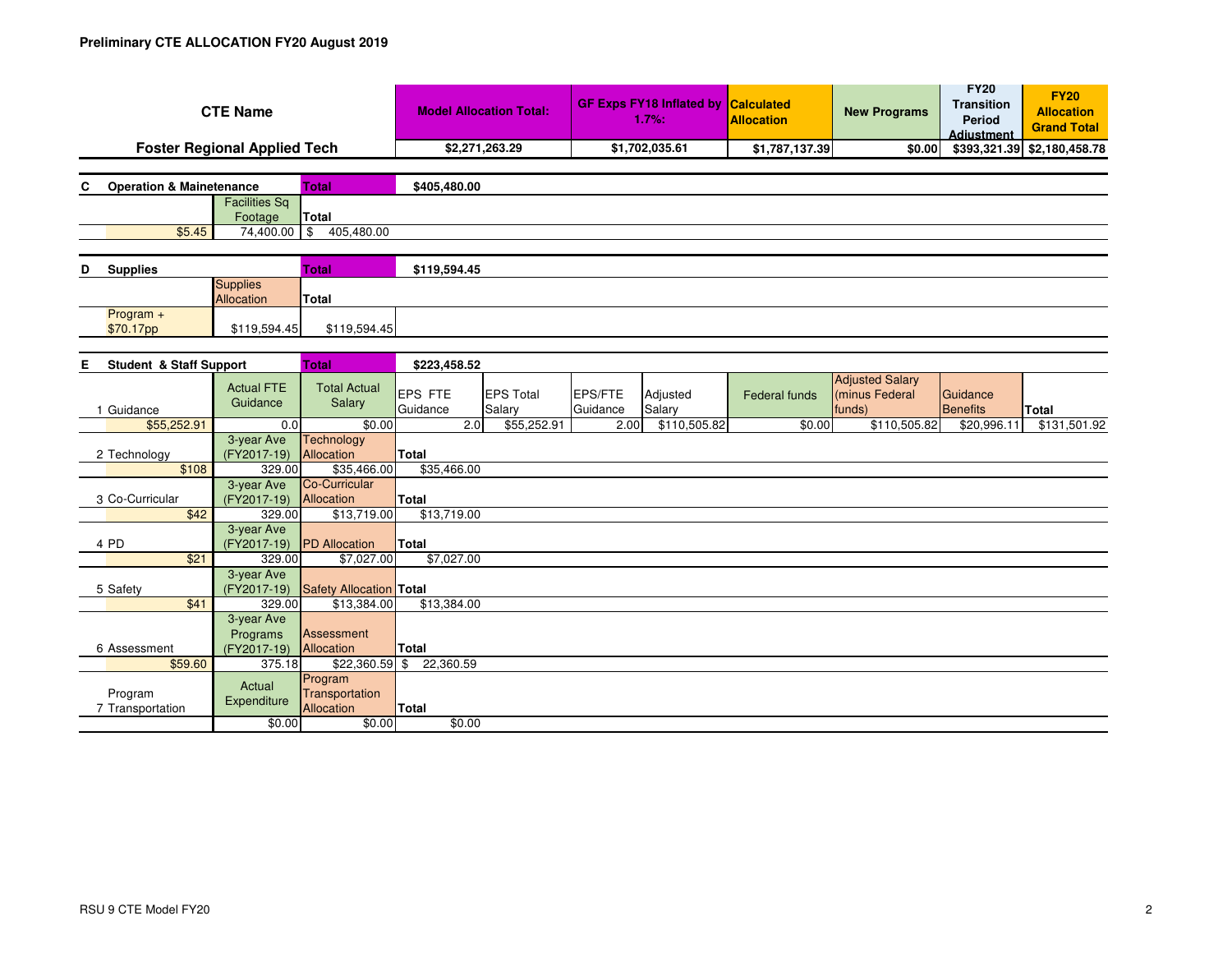**Preliminary CTE ALLOCATION FY20 August 2019**

| CTE Name | Model Allocation Total: | GF Exps FY18 Inflated by 1.7%: | Calculated Allocation | New Programs | FY20 Transition Period Adjustment | FY20 Allocation Grand Total |
|---|---|---|---|---|---|---|
| Foster Regional Applied Tech | $2,271,263.29 | $1,702,035.61 | $1,787,137.39 | $0.00 | $393,321.39 | $2,180,458.78 |

**C Operation & Mainetenance** — Total: $405,480.00

| | Facilities Sq Footage | Total |
|---|---|---|
| $5.45 | 74,400.00 | $ 405,480.00 |

**D Supplies** — Total: $119,594.45

| | Supplies Allocation | Total |
|---|---|---|
| Program + $70.17pp | $119,594.45 | $119,594.45 |

**E Student & Staff Support** — Total: $223,458.52

| 1 Guidance | Actual FTE Guidance | Total Actual Salary | EPS FTE Guidance | EPS Total Salary | EPS/FTE Guidance | Adjusted Salary | Federal funds | Adjusted Salary (minus Federal funds) | Guidance Benefits | Total |
|---|---|---|---|---|---|---|---|---|---|---|
| $55,252.91 | 0.0 | $0.00 | 2.0 | $55,252.91 | 2.00 | $110,505.82 | $0.00 | $110,505.82 | $20,996.11 | $131,501.92 |

| 2 Technology | 3-year Ave (FY2017-19) | Technology Allocation | Total |
|---|---|---|---|
| $108 | 329.00 | $35,466.00 | $35,466.00 |

| 3 Co-Curricular | 3-year Ave (FY2017-19) | Co-Curricular Allocation | Total |
|---|---|---|---|
| $42 | 329.00 | $13,719.00 | $13,719.00 |

| 4 PD | 3-year Ave (FY2017-19) | PD Allocation | Total |
|---|---|---|---|
| $21 | 329.00 | $7,027.00 | $7,027.00 |

| 5 Safety | 3-year Ave (FY2017-19) | Safety Allocation | Total |
|---|---|---|---|
| $41 | 329.00 | $13,384.00 | $13,384.00 |

| 6 Assessment | 3-year Ave Programs (FY2017-19) | Assessment Allocation | Total |
|---|---|---|---|
| $59.60 | 375.18 | $22,360.59 | $ 22,360.59 |

| 7 Program Transportation | Actual Expenditure | Program Transportation Allocation | Total |
|---|---|---|---|
| | $0.00 | $0.00 | $0.00 |

RSU 9 CTE Model FY20